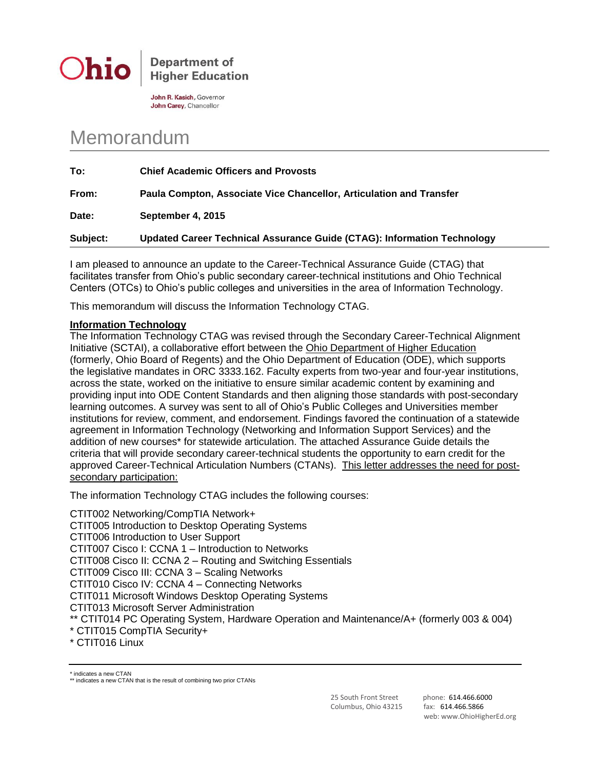**Ohio** Department of Higher Education

**John R. Kasich**, Governor
**John Carey**, Chancellor

# Memorandum

**To:** **Chief Academic Officers and Provosts**

**From:** **Paula Compton, Associate Vice Chancellor, Articulation and Transfer**

**Date:** **September 4, 2015**

**Subject:** **Updated Career Technical Assurance Guide (CTAG): Information Technology**

I am pleased to announce an update to the Career-Technical Assurance Guide (CTAG) that facilitates transfer from Ohio's public secondary career-technical institutions and Ohio Technical Centers (OTCs) to Ohio's public colleges and universities in the area of Information Technology.

This memorandum will discuss the Information Technology CTAG.

**Information Technology**

The Information Technology CTAG was revised through the Secondary Career-Technical Alignment Initiative (SCTAI), a collaborative effort between the Ohio Department of Higher Education (formerly, Ohio Board of Regents) and the Ohio Department of Education (ODE), which supports the legislative mandates in ORC 3333.162. Faculty experts from two-year and four-year institutions, across the state, worked on the initiative to ensure similar academic content by examining and providing input into ODE Content Standards and then aligning those standards with post-secondary learning outcomes. A survey was sent to all of Ohio's Public Colleges and Universities member institutions for review, comment, and endorsement. Findings favored the continuation of a statewide agreement in Information Technology (Networking and Information Support Services) and the addition of new courses* for statewide articulation. The attached Assurance Guide details the criteria that will provide secondary career-technical students the opportunity to earn credit for the approved Career-Technical Articulation Numbers (CTANs). This letter addresses the need for post-secondary participation:

The information Technology CTAG includes the following courses:

CTIT002 Networking/CompTIA Network+
CTIT005 Introduction to Desktop Operating Systems
CTIT006 Introduction to User Support
CTIT007 Cisco I: CCNA 1 – Introduction to Networks
CTIT008 Cisco II: CCNA 2 – Routing and Switching Essentials
CTIT009 Cisco III: CCNA 3 – Scaling Networks
CTIT010 Cisco IV: CCNA 4 – Connecting Networks
CTIT011 Microsoft Windows Desktop Operating Systems
CTIT013 Microsoft Server Administration
** CTIT014 PC Operating System, Hardware Operation and Maintenance/A+ (formerly 003 & 004)
* CTIT015 CompTIA Security+
* CTIT016 Linux

* indicates a new CTAN
** indicates a new CTAN that is the result of combining two prior CTANs

25 South Front Street
Columbus, Ohio 43215

phone: 614.466.6000
fax: 614.466.5866
web: www.OhioHigherEd.org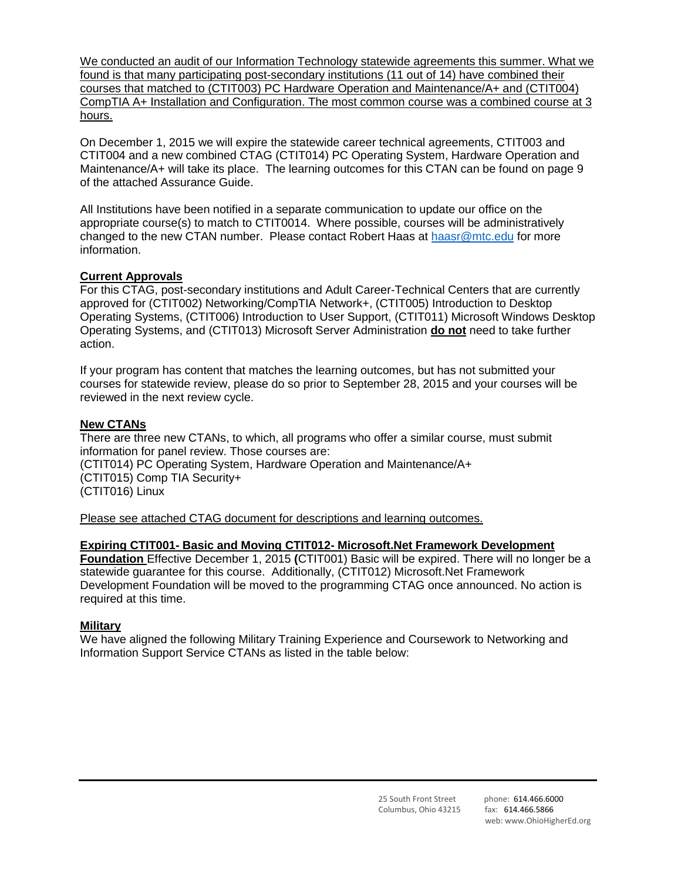We conducted an audit of our Information Technology statewide agreements this summer. What we found is that many participating post-secondary institutions (11 out of 14) have combined their courses that matched to (CTIT003) PC Hardware Operation and Maintenance/A+ and (CTIT004) CompTIA A+ Installation and Configuration. The most common course was a combined course at 3 hours.

On December 1, 2015 we will expire the statewide career technical agreements, CTIT003 and CTIT004 and a new combined CTAG (CTIT014) PC Operating System, Hardware Operation and Maintenance/A+ will take its place. The learning outcomes for this CTAN can be found on page 9 of the attached Assurance Guide.

All Institutions have been notified in a separate communication to update our office on the appropriate course(s) to match to CTIT0014. Where possible, courses will be administratively changed to the new CTAN number. Please contact Robert Haas at haasr@mtc.edu for more information.

**Current Approvals**

For this CTAG, post-secondary institutions and Adult Career-Technical Centers that are currently approved for (CTIT002) Networking/CompTIA Network+, (CTIT005) Introduction to Desktop Operating Systems, (CTIT006) Introduction to User Support, (CTIT011) Microsoft Windows Desktop Operating Systems, and (CTIT013) Microsoft Server Administration **do not** need to take further action.

If your program has content that matches the learning outcomes, but has not submitted your courses for statewide review, please do so prior to September 28, 2015 and your courses will be reviewed in the next review cycle.

**New CTANs**

There are three new CTANs, to which, all programs who offer a similar course, must submit information for panel review. Those courses are:
(CTIT014) PC Operating System, Hardware Operation and Maintenance/A+
(CTIT015) Comp TIA Security+
(CTIT016) Linux

Please see attached CTAG document for descriptions and learning outcomes.

**Expiring CTIT001- Basic and Moving CTIT012- Microsoft.Net Framework Development Foundation** Effective December 1, 2015 (CTIT001) Basic will be expired. There will no longer be a statewide guarantee for this course. Additionally, (CTIT012) Microsoft.Net Framework Development Foundation will be moved to the programming CTAG once announced. No action is required at this time.

**Military**

We have aligned the following Military Training Experience and Coursework to Networking and Information Support Service CTANs as listed in the table below: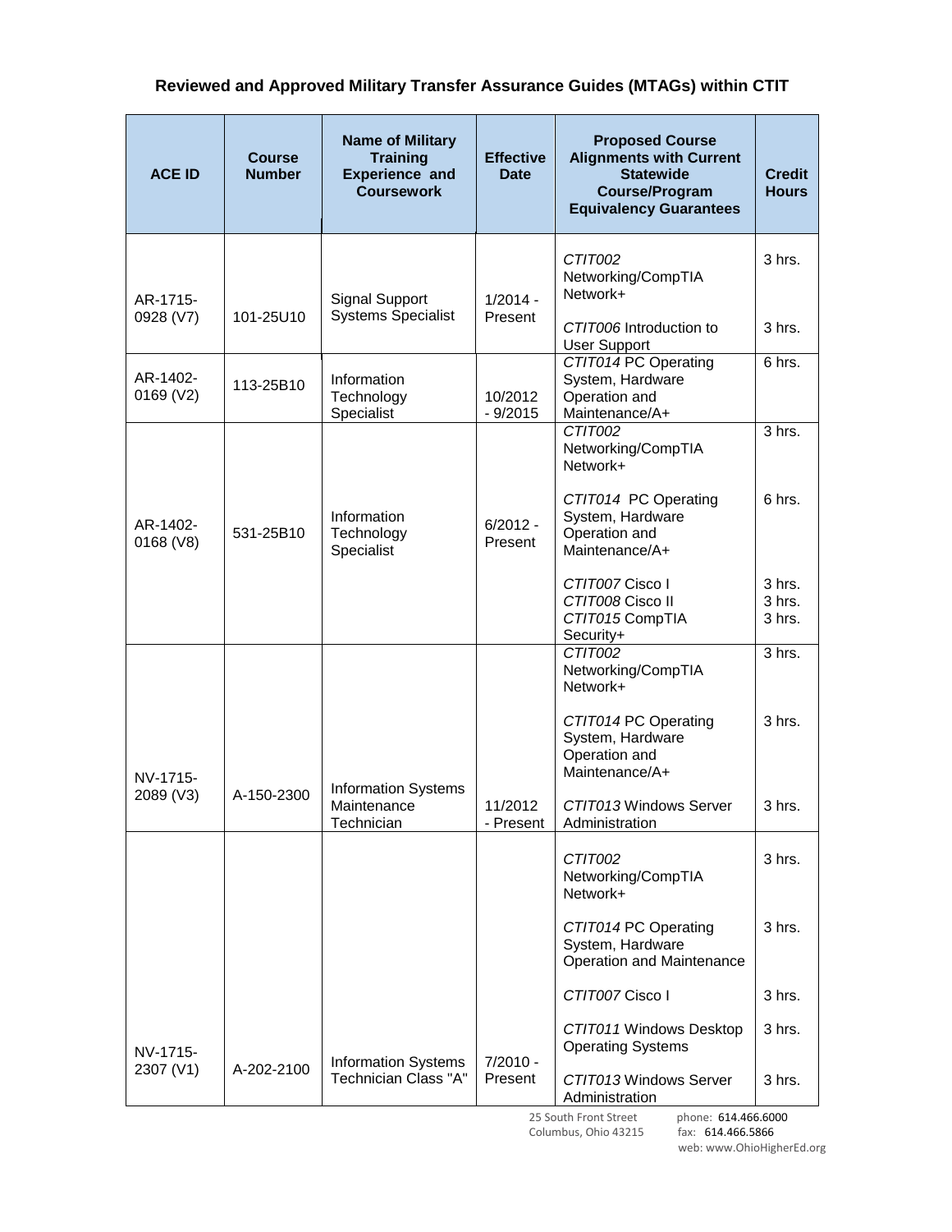## Reviewed and Approved Military Transfer Assurance Guides (MTAGs) within CTIT

| ACE ID | Course Number | Name of Military Training Experience and Coursework | Effective Date | Proposed Course Alignments with Current Statewide Course/Program Equivalency Guarantees | Credit Hours |
|---|---|---|---|---|---|
| AR-1715-0928 (V7) | 101-25U10 | Signal Support Systems Specialist | 1/2014 - Present | *CTIT002* Networking/CompTIA Network+<br><br>*CTIT006* Introduction to User Support | 3 hrs.<br><br>3 hrs. |
| AR-1402-0169 (V2) | 113-25B10 | Information Technology Specialist | 10/2012 - 9/2015 | *CTIT014* PC Operating System, Hardware Operation and Maintenance/A+ | 6 hrs. |
| AR-1402-0168 (V8) | 531-25B10 | Information Technology Specialist | 6/2012 - Present | *CTIT002* Networking/CompTIA Network+<br><br>*CTIT014* PC Operating System, Hardware Operation and Maintenance/A+<br><br>*CTIT007* Cisco I<br>*CTIT008* Cisco II<br>*CTIT015* CompTIA Security+ | 3 hrs.<br><br>6 hrs.<br><br>3 hrs.<br>3 hrs.<br>3 hrs. |
| NV-1715-2089 (V3) | A-150-2300 | Information Systems Maintenance Technician | 11/2012 - Present | *CTIT002* Networking/CompTIA Network+<br><br>*CTIT014* PC Operating System, Hardware Operation and Maintenance/A+<br><br>*CTIT013* Windows Server Administration | 3 hrs.<br><br>3 hrs.<br><br>3 hrs. |
| NV-1715-2307 (V1) | A-202-2100 | Information Systems Technician Class "A" | 7/2010 - Present | *CTIT002* Networking/CompTIA Network+<br><br>*CTIT014* PC Operating System, Hardware Operation and Maintenance<br><br>*CTIT007* Cisco I<br><br>*CTIT011* Windows Desktop Operating Systems<br><br>*CTIT013* Windows Server Administration | 3 hrs.<br><br>3 hrs.<br><br>3 hrs.<br><br>3 hrs.<br><br>3 hrs. |

25 South Front Street
Columbus, Ohio 43215
phone: 614.466.6000
fax: 614.466.5866
web: www.OhioHigherEd.org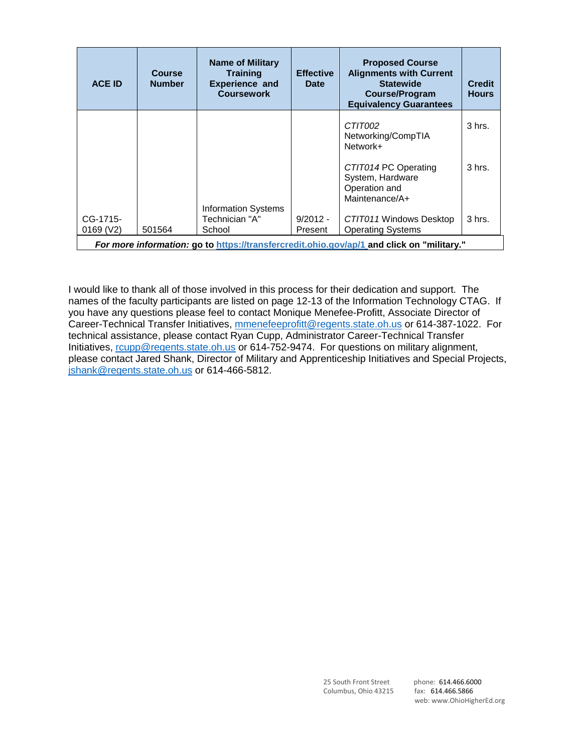| ACE ID | Course Number | Name of Military Training Experience and Coursework | Effective Date | Proposed Course Alignments with Current Statewide Course/Program Equivalency Guarantees | Credit Hours |
|---|---|---|---|---|---|
| CG-1715-0169 (V2) | 501564 | Information Systems Technician "A" School | 9/2012 - Present | *CTIT002* Networking/CompTIA Network+<br><br>*CTIT014* PC Operating System, Hardware Operation and Maintenance/A+<br><br>*CTIT011* Windows Desktop Operating Systems | 3 hrs.<br><br>3 hrs.<br><br>3 hrs. |

***For more information:*** **go to [https://transfercredit.ohio.gov/ap/1](https://transfercredit.ohio.gov/ap/1) and click on "military."**

I would like to thank all of those involved in this process for their dedication and support. The names of the faculty participants are listed on page 12-13 of the Information Technology CTAG. If you have any questions please feel to contact Monique Menefee-Profitt, Associate Director of Career-Technical Transfer Initiatives, mmenefeeprofitt@regents.state.oh.us or 614-387-1022. For technical assistance, please contact Ryan Cupp, Administrator Career-Technical Transfer Initiatives, rcupp@regents.state.oh.us or 614-752-9474. For questions on military alignment, please contact Jared Shank, Director of Military and Apprenticeship Initiatives and Special Projects, jshank@regents.state.oh.us or 614-466-5812.

25 South Front Street
Columbus, Ohio 43215

phone: 614.466.6000
fax: 614.466.5866
web: www.OhioHigherEd.org